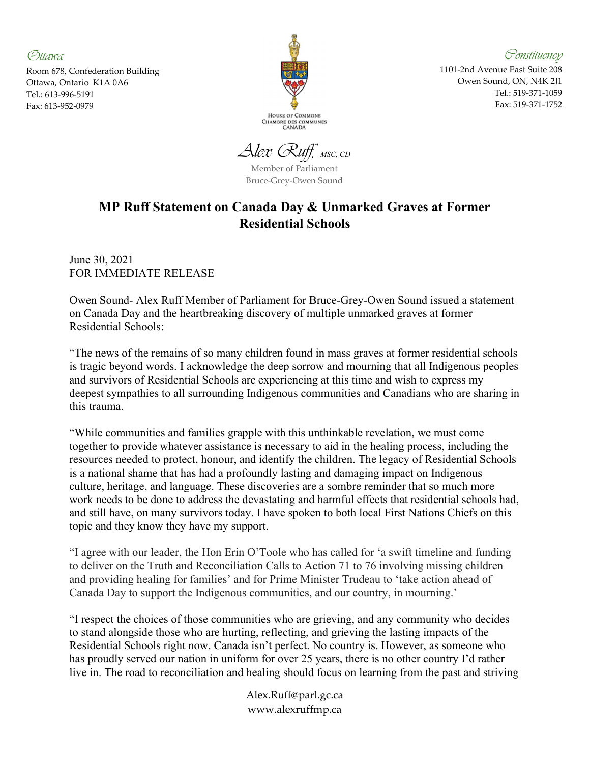*Ottawa*

Room 678, Confederation Building
Ottawa, Ontario K1A 0A6
Tel.: 613-996-5191
Fax: 613-952-0979

*Constituency*

1101-2nd Avenue East Suite 208
Owen Sound, ON, N4K 2J1
Tel.: 519-371-1059
Fax: 519-371-1752

HOUSE OF COMMONS
CHAMBRE DES COMMUNES
CANADA

*Alex Ruff, MSC, CD*

Member of Parliament
Bruce-Grey-Owen Sound

# MP Ruff Statement on Canada Day & Unmarked Graves at Former Residential Schools

June 30, 2021
FOR IMMEDIATE RELEASE

Owen Sound- Alex Ruff Member of Parliament for Bruce-Grey-Owen Sound issued a statement on Canada Day and the heartbreaking discovery of multiple unmarked graves at former Residential Schools:

"The news of the remains of so many children found in mass graves at former residential schools is tragic beyond words. I acknowledge the deep sorrow and mourning that all Indigenous peoples and survivors of Residential Schools are experiencing at this time and wish to express my deepest sympathies to all surrounding Indigenous communities and Canadians who are sharing in this trauma.

"While communities and families grapple with this unthinkable revelation, we must come together to provide whatever assistance is necessary to aid in the healing process, including the resources needed to protect, honour, and identify the children. The legacy of Residential Schools is a national shame that has had a profoundly lasting and damaging impact on Indigenous culture, heritage, and language. These discoveries are a sombre reminder that so much more work needs to be done to address the devastating and harmful effects that residential schools had, and still have, on many survivors today. I have spoken to both local First Nations Chiefs on this topic and they know they have my support.

"I agree with our leader, the Hon Erin O'Toole who has called for 'a swift timeline and funding to deliver on the Truth and Reconciliation Calls to Action 71 to 76 involving missing children and providing healing for families' and for Prime Minister Trudeau to 'take action ahead of Canada Day to support the Indigenous communities, and our country, in mourning.'

"I respect the choices of those communities who are grieving, and any community who decides to stand alongside those who are hurting, reflecting, and grieving the lasting impacts of the Residential Schools right now. Canada isn't perfect. No country is. However, as someone who has proudly served our nation in uniform for over 25 years, there is no other country I'd rather live in. The road to reconciliation and healing should focus on learning from the past and striving

Alex.Ruff@parl.gc.ca
www.alexruffmp.ca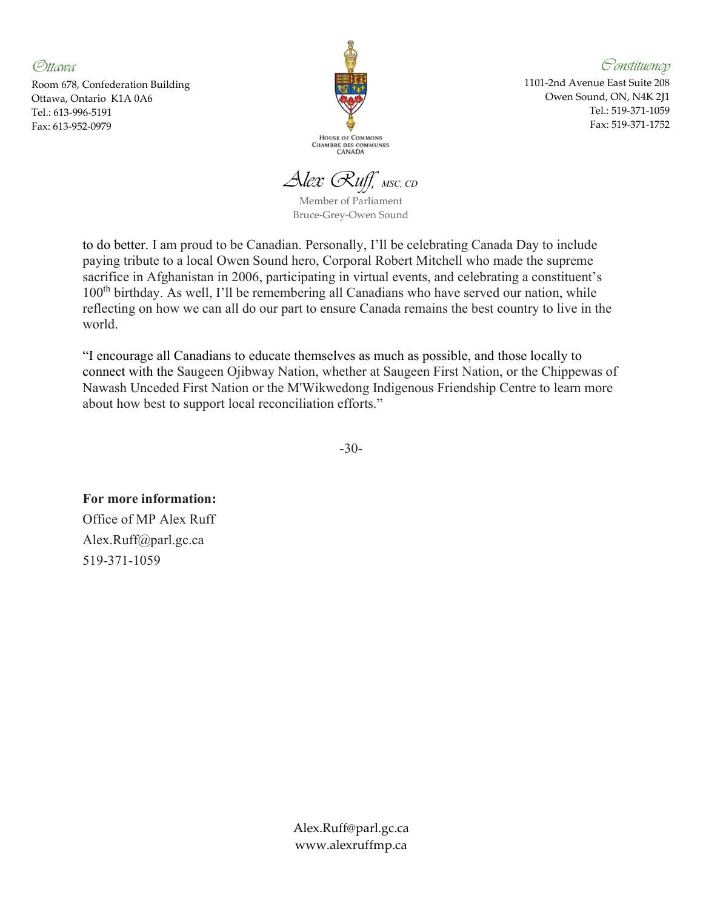to do better. I am proud to be Canadian. Personally, I'll be celebrating Canada Day to include paying tribute to a local Owen Sound hero, Corporal Robert Mitchell who made the supreme sacrifice in Afghanistan in 2006, participating in virtual events, and celebrating a constituent's 100th birthday. As well, I'll be remembering all Canadians who have served our nation, while reflecting on how we can all do our part to ensure Canada remains the best country to live in the world.

"I encourage all Canadians to educate themselves as much as possible, and those locally to connect with the Saugeen Ojibway Nation, whether at Saugeen First Nation, or the Chippewas of Nawash Unceded First Nation or the M'Wikwedong Indigenous Friendship Centre to learn more about how best to support local reconciliation efforts."

-30-

**For more information:**
Office of MP Alex Ruff
Alex.Ruff@parl.gc.ca
519-371-1059